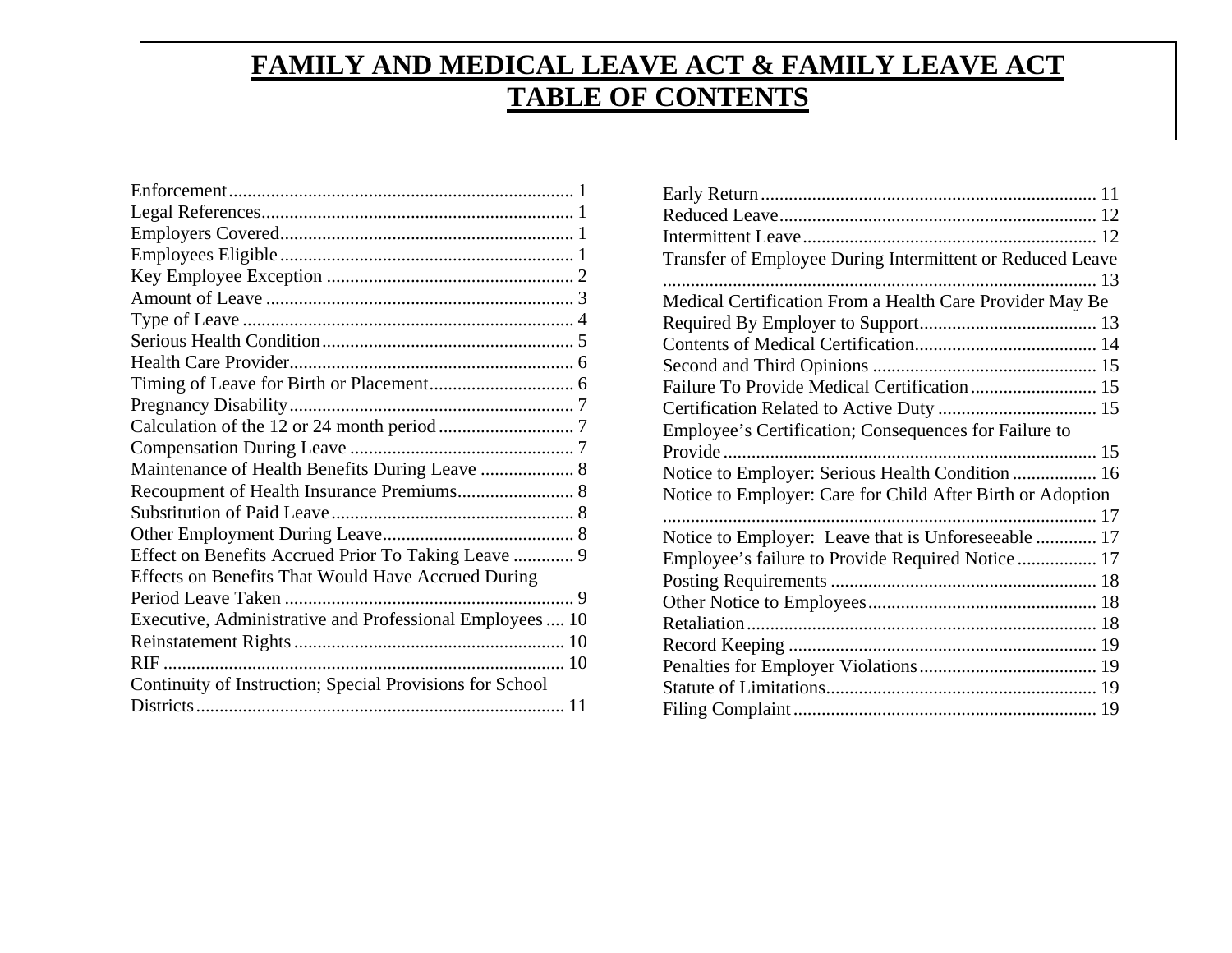# FAMILY AND MEDICAL LEAVE ACT & FAMILY LEAVE ACT TABLE OF CONTENTS

Enforcement.......................................................................... 1
Legal References................................................................... 1
Employers Covered............................................................... 1
Employees Eligible............................................................... 1
Key Employee Exception ..................................................... 2
Amount of Leave .................................................................. 3
Type of Leave ....................................................................... 4
Serious Health Condition...................................................... 5
Health Care Provider............................................................. 6
Timing of Leave for Birth or Placement............................... 6
Pregnancy Disability............................................................. 7
Calculation of the 12 or 24 month period............................. 7
Compensation During Leave ................................................ 7
Maintenance of Health Benefits During Leave .................... 8
Recoupment of Health Insurance Premiums......................... 8
Substitution of Paid Leave.................................................... 8
Other Employment During Leave......................................... 8
Effect on Benefits Accrued Prior To Taking Leave ............. 9
Effects on Benefits That Would Have Accrued During Period Leave Taken .............................................................. 9
Executive, Administrative and Professional Employees .... 10
Reinstatement Rights.......................................................... 10
RIF ..................................................................................... 10
Continuity of Instruction; Special Provisions for School Districts.............................................................................. 11
Early Return....................................................................... 11
Reduced Leave................................................................... 12
Intermittent Leave.............................................................. 12
Transfer of Employee During Intermittent or Reduced Leave ............................................................................................ 13
Medical Certification From a Health Care Provider May Be Required By Employer to Support...................................... 13
Contents of Medical Certification....................................... 14
Second and Third Opinions ............................................... 15
Failure To Provide Medical Certification........................... 15
Certification Related to Active Duty .................................. 15
Employee's Certification; Consequences for Failure to Provide ............................................................................... 15
Notice to Employer: Serious Health Condition .................. 16
Notice to Employer: Care for Child After Birth or Adoption ............................................................................................ 17
Notice to Employer: Leave that is Unforeseeable ............. 17
Employee's failure to Provide Required Notice ................. 17
Posting Requirements ......................................................... 18
Other Notice to Employees................................................. 18
Retaliation.......................................................................... 18
Record Keeping ................................................................. 19
Penalties for Employer Violations...................................... 19
Statute of Limitations......................................................... 19
Filing Complaint................................................................ 19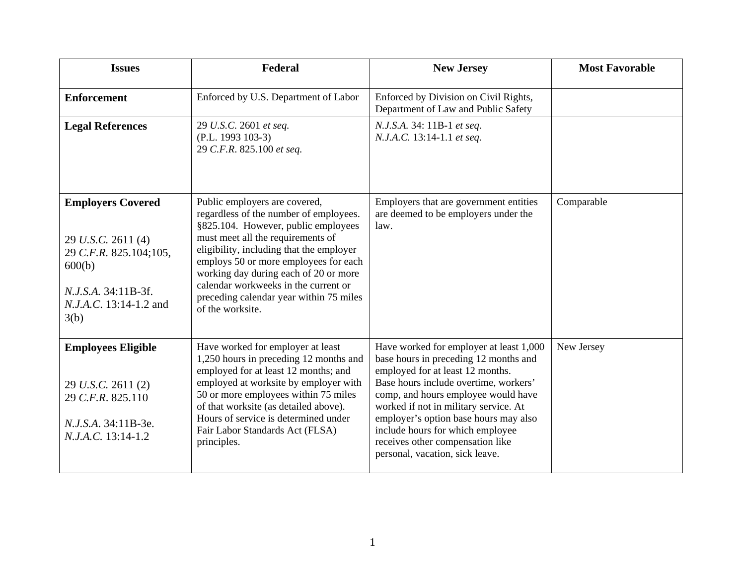| Issues | Federal | New Jersey | Most Favorable |
|---|---|---|---|
| **Enforcement** | Enforced by U.S. Department of Labor | Enforced by Division on Civil Rights, Department of Law and Public Safety | |
| **Legal References** | 29 *U.S.C.* 2601 *et seq.*<br>(P.L. 1993 103-3)<br>29 *C.F.R.* 825.100 *et seq.* | *N.J.S.A.* 34: 11B-1 *et seq.*<br>*N.J.A.C.* 13:14-1.1 *et seq.* | |
| **Employers Covered**<br><br>29 *U.S.C.* 2611 (4)<br>29 *C.F.R.* 825.104;105, 600(b)<br><br>*N.J.S.A.* 34:11B-3f.<br>*N.J.A.C.* 13:14-1.2 and 3(b) | Public employers are covered, regardless of the number of employees. §825.104. However, public employees must meet all the requirements of eligibility, including that the employer employs 50 or more employees for each working day during each of 20 or more calendar workweeks in the current or preceding calendar year within 75 miles of the worksite. | Employers that are government entities are deemed to be employers under the law. | Comparable |
| **Employees Eligible**<br><br>29 *U.S.C.* 2611 (2)<br>29 *C.F.R.* 825.110<br><br>*N.J.S.A.* 34:11B-3e.<br>*N.J.A.C.* 13:14-1.2 | Have worked for employer at least 1,250 hours in preceding 12 months and employed for at least 12 months; and employed at worksite by employer with 50 or more employees within 75 miles of that worksite (as detailed above). Hours of service is determined under Fair Labor Standards Act (FLSA) principles. | Have worked for employer at least 1,000 base hours in preceding 12 months and employed for at least 12 months. Base hours include overtime, workers' comp, and hours employee would have worked if not in military service. At employer's option base hours may also include hours for which employee receives other compensation like personal, vacation, sick leave. | New Jersey |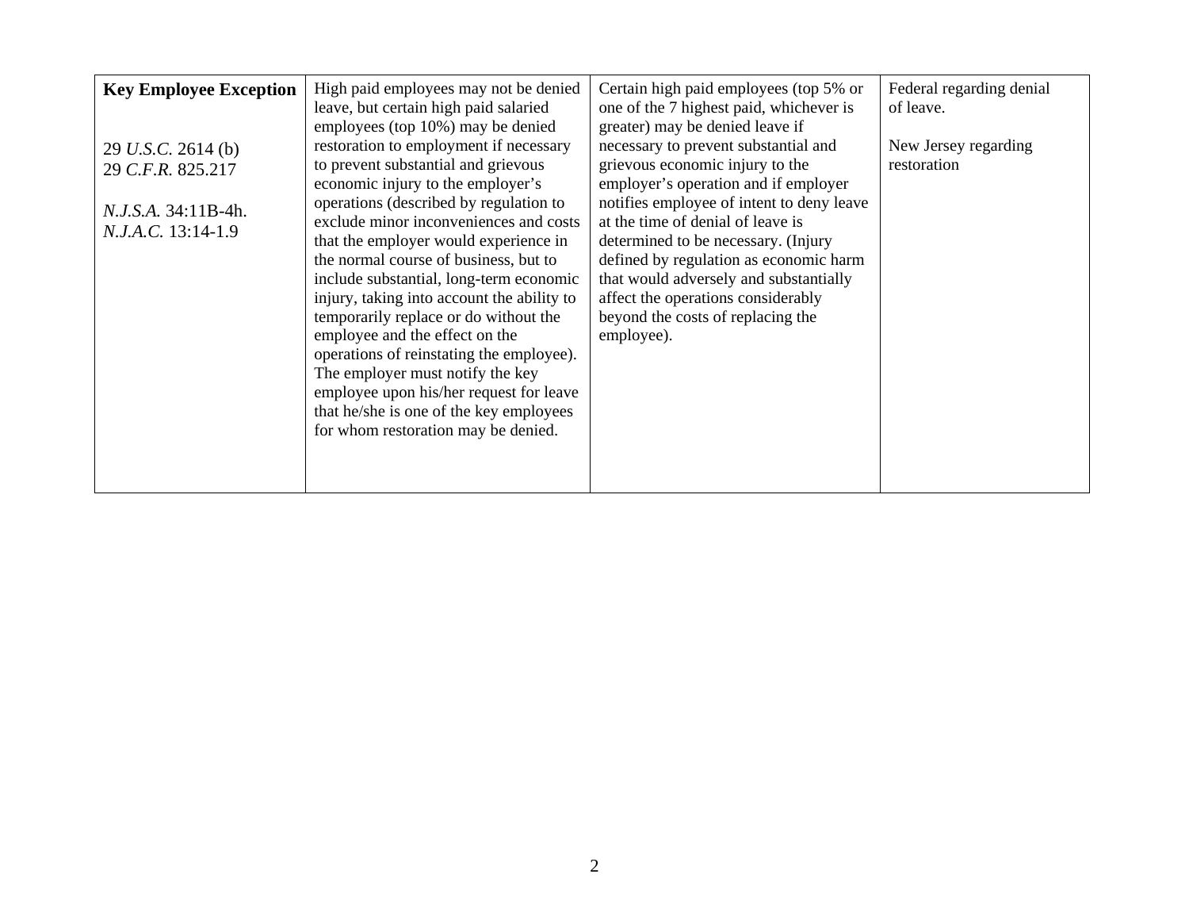| **Key Employee Exception**<br><br>29 *U.S.C.* 2614 (b)<br>29 *C.F.R.* 825.217<br><br>*N.J.S.A.* 34:11B-4h.<br>*N.J.A.C.* 13:14-1.9 | High paid employees may not be denied leave, but certain high paid salaried employees (top 10%) may be denied restoration to employment if necessary to prevent substantial and grievous economic injury to the employer's operations (described by regulation to exclude minor inconveniences and costs that the employer would experience in the normal course of business, but to include substantial, long-term economic injury, taking into account the ability to temporarily replace or do without the employee and the effect on the operations of reinstating the employee). The employer must notify the key employee upon his/her request for leave that he/she is one of the key employees for whom restoration may be denied. | Certain high paid employees (top 5% or one of the 7 highest paid, whichever is greater) may be denied leave if necessary to prevent substantial and grievous economic injury to the employer's operation and if employer notifies employee of intent to deny leave at the time of denial of leave is determined to be necessary. (Injury defined by regulation as economic harm that would adversely and substantially affect the operations considerably beyond the costs of replacing the employee). | Federal regarding denial of leave.<br><br>New Jersey regarding restoration |
|---|---|---|---|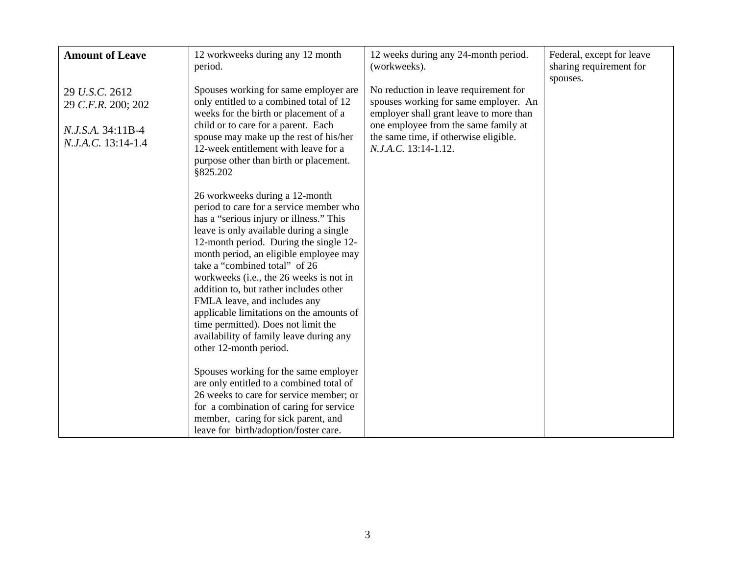| **Amount of Leave**<br><br>29 *U.S.C.* 2612<br>29 *C.F.R.* 200; 202<br><br>*N.J.S.A.* 34:11B-4<br>*N.J.A.C.* 13:14-1.4 | 12 workweeks during any 12 month period.<br><br>Spouses working for same employer are only entitled to a combined total of 12 weeks for the birth or placement of a child or to care for a parent. Each spouse may make up the rest of his/her 12-week entitlement with leave for a purpose other than birth or placement. §825.202<br><br>26 workweeks during a 12-month period to care for a service member who has a "serious injury or illness." This leave is only available during a single 12-month period. During the single 12-month period, an eligible employee may take a "combined total" of 26 workweeks (i.e., the 26 weeks is not in addition to, but rather includes other FMLA leave, and includes any applicable limitations on the amounts of time permitted). Does not limit the availability of family leave during any other 12-month period.<br><br>Spouses working for the same employer are only entitled to a combined total of 26 weeks to care for service member; or for a combination of caring for service member, caring for sick parent, and leave for birth/adoption/foster care. | 12 weeks during any 24-month period. (workweeks).<br><br>No reduction in leave requirement for spouses working for same employer. An employer shall grant leave to more than one employee from the same family at the same time, if otherwise eligible. *N.J.A.C.* 13:14-1.12. | Federal, except for leave sharing requirement for spouses. |
|---|---|---|---|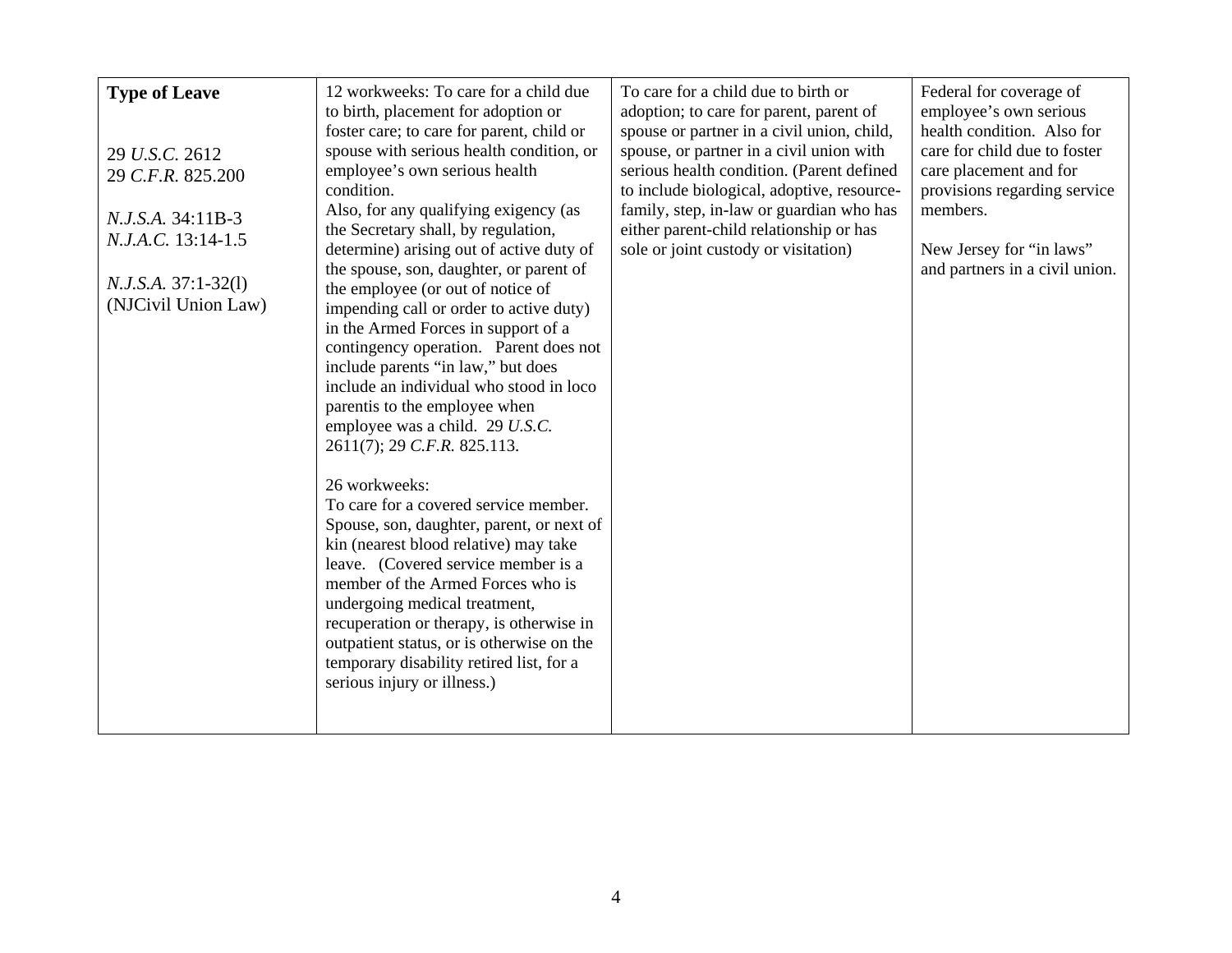| **Type of Leave**<br><br>29 *U.S.C.* 2612<br>29 *C.F.R.* 825.200<br><br>*N.J.S.A.* 34:11B-3<br>*N.J.A.C.* 13:14-1.5<br><br>*N.J.S.A.* 37:1-32(l)<br>(NJCivil Union Law) | 12 workweeks: To care for a child due to birth, placement for adoption or foster care; to care for parent, child or spouse with serious health condition, or employee's own serious health condition.<br>Also, for any qualifying exigency (as the Secretary shall, by regulation, determine) arising out of active duty of the spouse, son, daughter, or parent of the employee (or out of notice of impending call or order to active duty) in the Armed Forces in support of a contingency operation. Parent does not include parents "in law," but does include an individual who stood in loco parentis to the employee when employee was a child. 29 *U.S.C.* 2611(7); 29 *C.F.R.* 825.113.<br><br>26 workweeks:<br>To care for a covered service member. Spouse, son, daughter, parent, or next of kin (nearest blood relative) may take leave. (Covered service member is a member of the Armed Forces who is undergoing medical treatment, recuperation or therapy, is otherwise in outpatient status, or is otherwise on the temporary disability retired list, for a serious injury or illness.) | To care for a child due to birth or adoption; to care for parent, parent of spouse or partner in a civil union, child, spouse, or partner in a civil union with serious health condition. (Parent defined to include biological, adoptive, resource-family, step, in-law or guardian who has either parent-child relationship or has sole or joint custody or visitation) | Federal for coverage of employee's own serious health condition. Also for care for child due to foster care placement and for provisions regarding service members.<br><br>New Jersey for "in laws" and partners in a civil union. |
|---|---|---|---|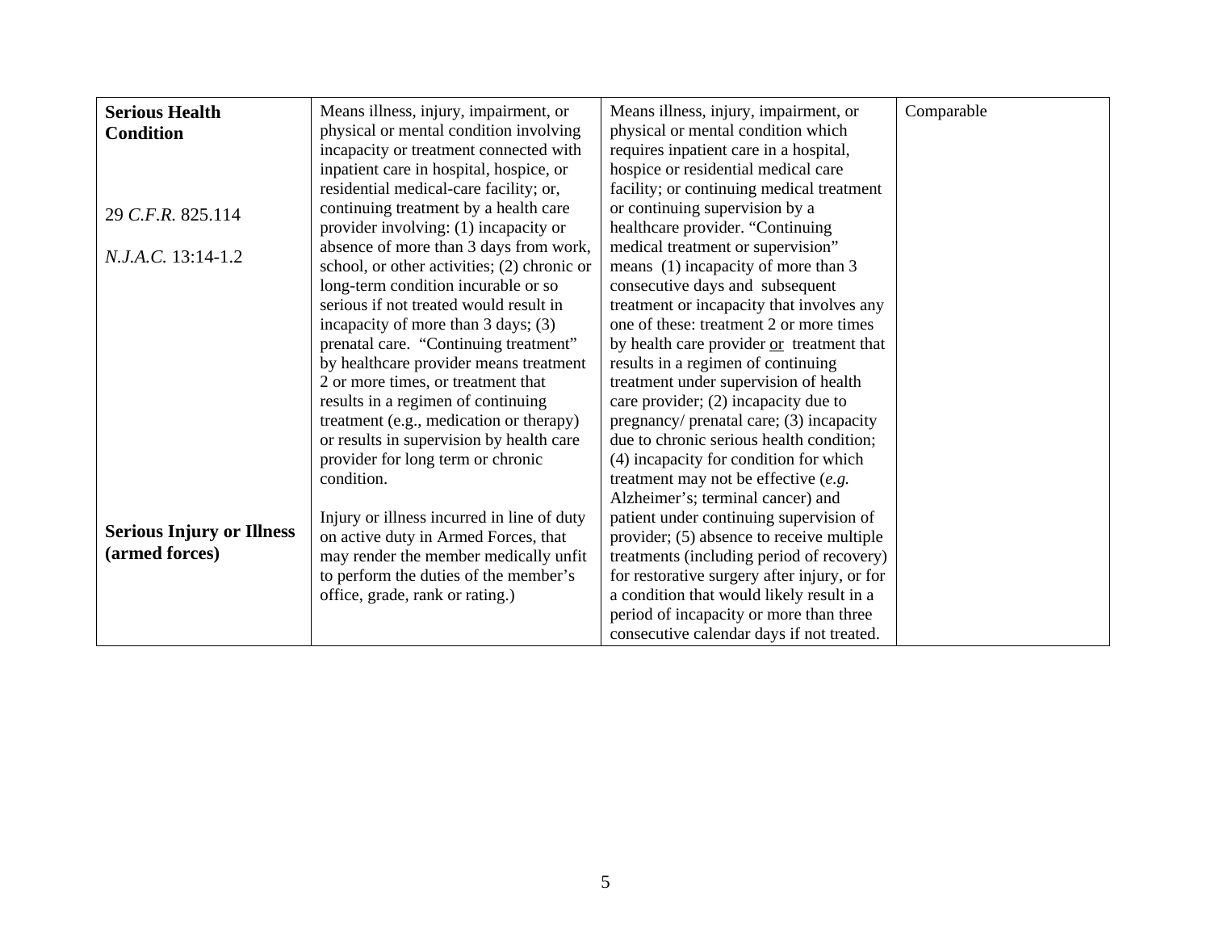| **Serious Health Condition**<br><br>29 *C.F.R.* 825.114<br><br>*N.J.A.C.* 13:14-1.2<br><br>**Serious Injury or Illness (armed forces)** | Means illness, injury, impairment, or physical or mental condition involving incapacity or treatment connected with inpatient care in hospital, hospice, or residential medical-care facility; or, continuing treatment by a health care provider involving: (1) incapacity or absence of more than 3 days from work, school, or other activities; (2) chronic or long-term condition incurable or so serious if not treated would result in incapacity of more than 3 days; (3) prenatal care. "Continuing treatment" by healthcare provider means treatment 2 or more times, or treatment that results in a regimen of continuing treatment (e.g., medication or therapy) or results in supervision by health care provider for long term or chronic condition.<br><br>Injury or illness incurred in line of duty on active duty in Armed Forces, that may render the member medically unfit to perform the duties of the member's office, grade, rank or rating.) | Means illness, injury, impairment, or physical or mental condition which requires inpatient care in a hospital, hospice or residential medical care facility; or continuing medical treatment or continuing supervision by a healthcare provider. "Continuing medical treatment or supervision" means (1) incapacity of more than 3 consecutive days and subsequent treatment or incapacity that involves any one of these: treatment 2 or more times by health care provider <u>or</u> treatment that results in a regimen of continuing treatment under supervision of health care provider; (2) incapacity due to pregnancy/ prenatal care; (3) incapacity due to chronic serious health condition; (4) incapacity for condition for which treatment may not be effective (*e.g.* Alzheimer's; terminal cancer) and patient under continuing supervision of provider; (5) absence to receive multiple treatments (including period of recovery) for restorative surgery after injury, or for a condition that would likely result in a period of incapacity or more than three consecutive calendar days if not treated. | Comparable |
|---|---|---|---|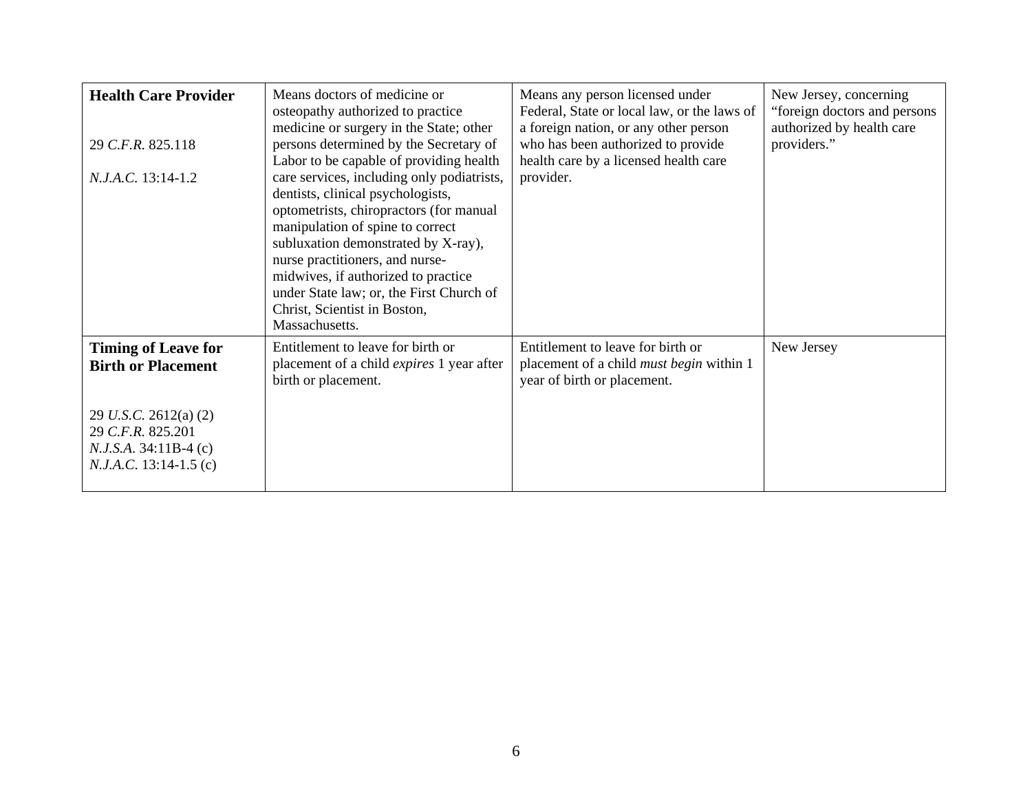| **Health Care Provider**<br><br>29 *C.F.R.* 825.118<br><br>*N.J.A.C.* 13:14-1.2 | Means doctors of medicine or osteopathy authorized to practice medicine or surgery in the State; other persons determined by the Secretary of Labor to be capable of providing health care services, including only podiatrists, dentists, clinical psychologists, optometrists, chiropractors (for manual manipulation of spine to correct subluxation demonstrated by X-ray), nurse practitioners, and nurse-midwives, if authorized to practice under State law; or, the First Church of Christ, Scientist in Boston, Massachusetts. | Means any person licensed under Federal, State or local law, or the laws of a foreign nation, or any other person who has been authorized to provide health care by a licensed health care provider. | New Jersey, concerning "foreign doctors and persons authorized by health care providers." |
|---|---|---|---|
| **Timing of Leave for Birth or Placement**<br><br>29 *U.S.C.* 2612(a) (2)<br>29 *C.F.R.* 825.201<br>*N.J.S.A.* 34:11B-4 (c)<br>*N.J.A.C.* 13:14-1.5 (c) | Entitlement to leave for birth or placement of a child *expires* 1 year after birth or placement. | Entitlement to leave for birth or placement of a child *must begin* within 1 year of birth or placement. | New Jersey |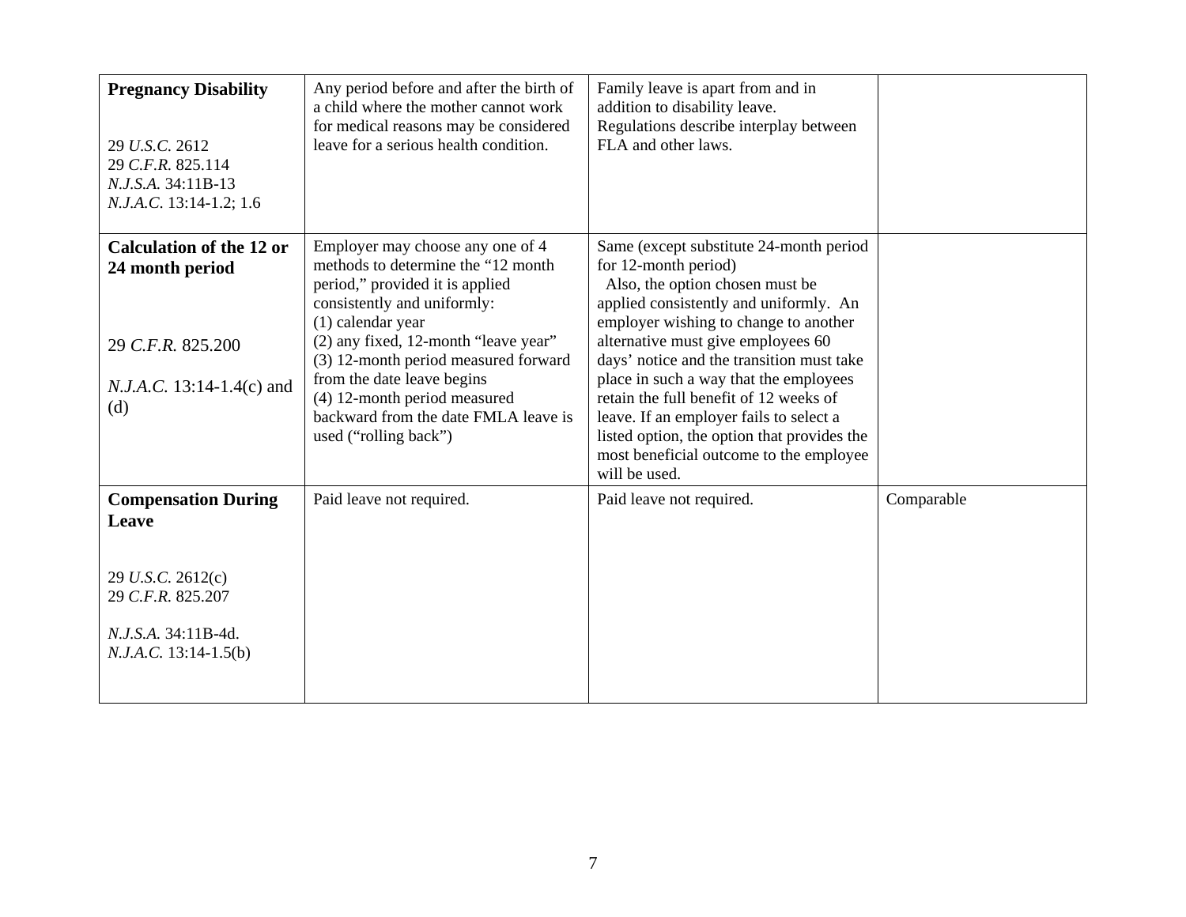| | | | |
|---|---|---|---|
| **Pregnancy Disability**<br><br>29 *U.S.C.* 2612<br>29 *C.F.R.* 825.114<br>*N.J.S.A.* 34:11B-13<br>*N.J.A.C.* 13:14-1.2; 1.6 | Any period before and after the birth of a child where the mother cannot work for medical reasons may be considered leave for a serious health condition. | Family leave is apart from and in addition to disability leave.<br>Regulations describe interplay between FLA and other laws. | |
| **Calculation of the 12 or 24 month period**<br><br>29 *C.F.R.* 825.200<br><br>*N.J.A.C.* 13:14-1.4(c) and (d) | Employer may choose any one of 4 methods to determine the "12 month period," provided it is applied consistently and uniformly:<br>(1) calendar year<br>(2) any fixed, 12-month "leave year"<br>(3) 12-month period measured forward from the date leave begins<br>(4) 12-month period measured backward from the date FMLA leave is used ("rolling back") | Same (except substitute 24-month period for 12-month period)<br>Also, the option chosen must be applied consistently and uniformly. An employer wishing to change to another alternative must give employees 60 days' notice and the transition must take place in such a way that the employees retain the full benefit of 12 weeks of leave. If an employer fails to select a listed option, the option that provides the most beneficial outcome to the employee will be used. | |
| **Compensation During Leave**<br><br>29 *U.S.C.* 2612(c)<br>29 *C.F.R.* 825.207<br><br>*N.J.S.A.* 34:11B-4d.<br>*N.J.A.C.* 13:14-1.5(b) | Paid leave not required. | Paid leave not required. | Comparable |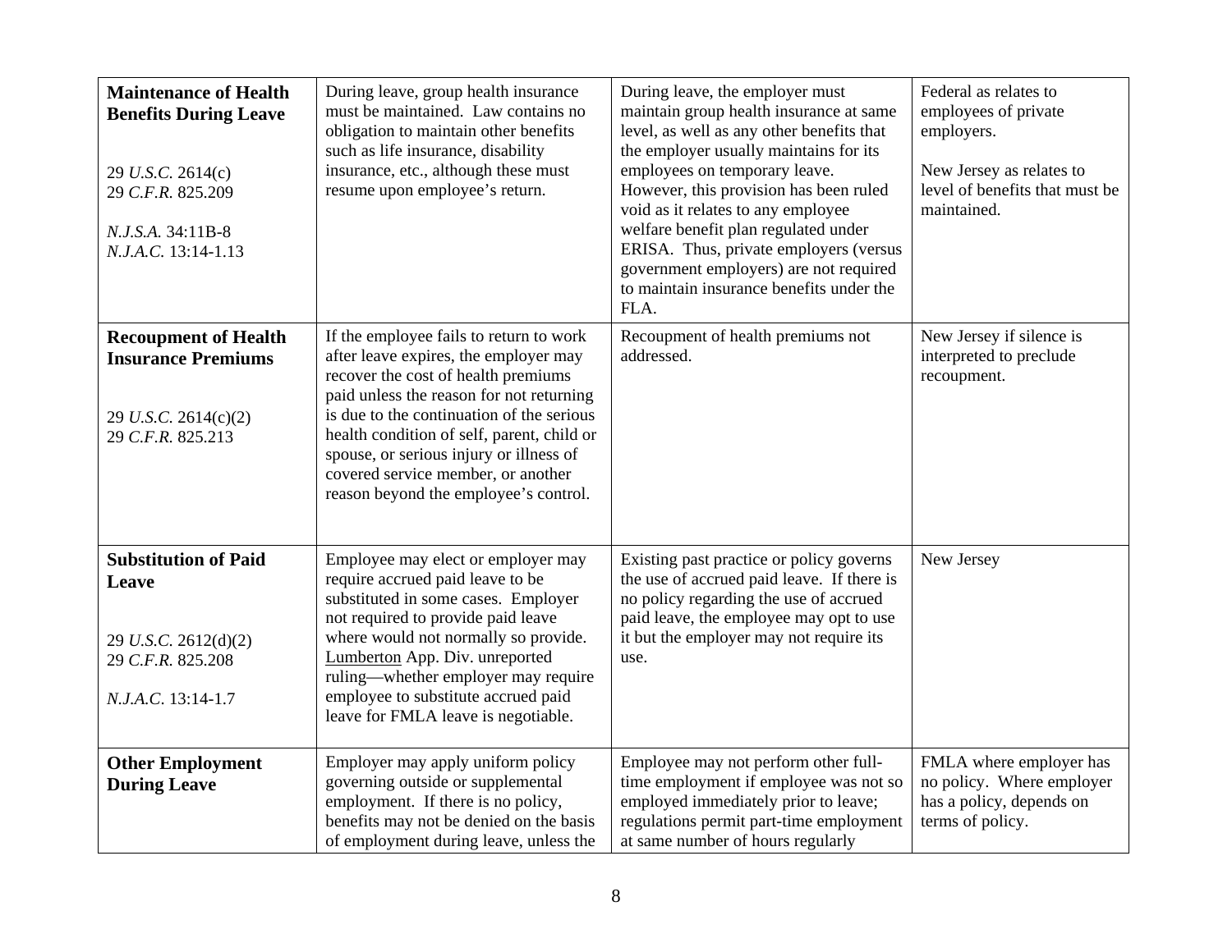| **Maintenance of Health Benefits During Leave**<br><br>29 *U.S.C.* 2614(c)<br>29 *C.F.R.* 825.209<br><br>*N.J.S.A.* 34:11B-8<br>*N.J.A.C.* 13:14-1.13 | During leave, group health insurance must be maintained. Law contains no obligation to maintain other benefits such as life insurance, disability insurance, etc., although these must resume upon employee's return. | During leave, the employer must maintain group health insurance at same level, as well as any other benefits that the employer usually maintains for its employees on temporary leave. However, this provision has been ruled void as it relates to any employee welfare benefit plan regulated under ERISA. Thus, private employers (versus government employers) are not required to maintain insurance benefits under the FLA. | Federal as relates to employees of private employers.<br><br>New Jersey as relates to level of benefits that must be maintained. |
|---|---|---|---|
| **Recoupment of Health Insurance Premiums**<br><br>29 *U.S.C.* 2614(c)(2)<br>29 *C.F.R.* 825.213 | If the employee fails to return to work after leave expires, the employer may recover the cost of health premiums paid unless the reason for not returning is due to the continuation of the serious health condition of self, parent, child or spouse, or serious injury or illness of covered service member, or another reason beyond the employee's control. | Recoupment of health premiums not addressed. | New Jersey if silence is interpreted to preclude recoupment. |
| **Substitution of Paid Leave**<br><br>29 *U.S.C.* 2612(d)(2)<br>29 *C.F.R.* 825.208<br><br>*N.J.A.C.* 13:14-1.7 | Employee may elect or employer may require accrued paid leave to be substituted in some cases. Employer not required to provide paid leave where would not normally so provide. Lumberton App. Div. unreported ruling—whether employer may require employee to substitute accrued paid leave for FMLA leave is negotiable. | Existing past practice or policy governs the use of accrued paid leave. If there is no policy regarding the use of accrued paid leave, the employee may opt to use it but the employer may not require its use. | New Jersey |
| **Other Employment During Leave** | Employer may apply uniform policy governing outside or supplemental employment. If there is no policy, benefits may not be denied on the basis of employment during leave, unless the | Employee may not perform other full-time employment if employee was not so employed immediately prior to leave; regulations permit part-time employment at same number of hours regularly | FMLA where employer has no policy. Where employer has a policy, depends on terms of policy. |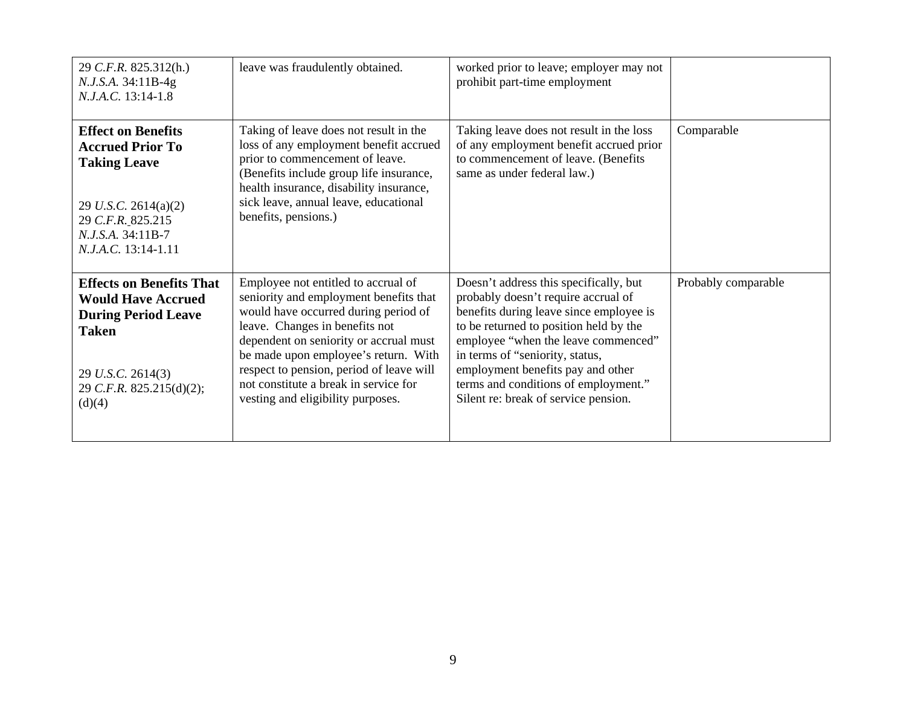| | | | |
|---|---|---|---|
| 29 *C.F.R.* 825.312(h.)<br>*N.J.S.A.* 34:11B-4g<br>*N.J.A.C.* 13:14-1.8 | leave was fraudulently obtained. | worked prior to leave; employer may not prohibit part-time employment | |
| **Effect on Benefits Accrued Prior To Taking Leave**<br><br>29 *U.S.C.* 2614(a)(2)<br>29 *C.F.R.* 825.215<br>*N.J.S.A.* 34:11B-7<br>*N.J.A.C.* 13:14-1.11 | Taking of leave does not result in the loss of any employment benefit accrued prior to commencement of leave. (Benefits include group life insurance, health insurance, disability insurance, sick leave, annual leave, educational benefits, pensions.) | Taking leave does not result in the loss of any employment benefit accrued prior to commencement of leave. (Benefits same as under federal law.) | Comparable |
| **Effects on Benefits That Would Have Accrued During Period Leave Taken**<br><br>29 *U.S.C.* 2614(3)<br>29 *C.F.R.* 825.215(d)(2); (d)(4) | Employee not entitled to accrual of seniority and employment benefits that would have occurred during period of leave. Changes in benefits not dependent on seniority or accrual must be made upon employee's return. With respect to pension, period of leave will not constitute a break in service for vesting and eligibility purposes. | Doesn't address this specifically, but probably doesn't require accrual of benefits during leave since employee is to be returned to position held by the employee "when the leave commenced" in terms of "seniority, status, employment benefits pay and other terms and conditions of employment." Silent re: break of service pension. | Probably comparable |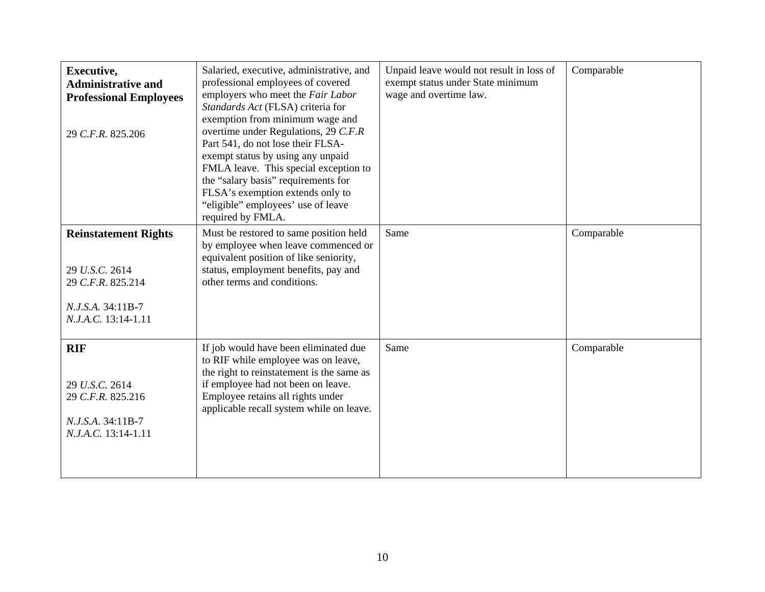| | | | |
|---|---|---|---|
| **Executive, Administrative and Professional Employees**<br><br>29 *C.F.R.* 825.206 | Salaried, executive, administrative, and professional employees of covered employers who meet the *Fair Labor Standards Act* (FLSA) criteria for exemption from minimum wage and overtime under Regulations, 29 *C.F.R* Part 541, do not lose their FLSA-exempt status by using any unpaid FMLA leave. This special exception to the "salary basis" requirements for FLSA's exemption extends only to "eligible" employees' use of leave required by FMLA. | Unpaid leave would not result in loss of exempt status under State minimum wage and overtime law. | Comparable |
| **Reinstatement Rights**<br><br>29 *U.S.C.* 2614<br>29 *C.F.R.* 825.214<br><br>*N.J.S.A.* 34:11B-7<br>*N.J.A.C.* 13:14-1.11 | Must be restored to same position held by employee when leave commenced or equivalent position of like seniority, status, employment benefits, pay and other terms and conditions. | Same | Comparable |
| **RIF**<br><br>29 *U.S.C.* 2614<br>29 *C.F.R.* 825.216<br><br>*N.J.S.A.* 34:11B-7<br>*N.J.A.C.* 13:14-1.11 | If job would have been eliminated due to RIF while employee was on leave, the right to reinstatement is the same as if employee had not been on leave. Employee retains all rights under applicable recall system while on leave. | Same | Comparable |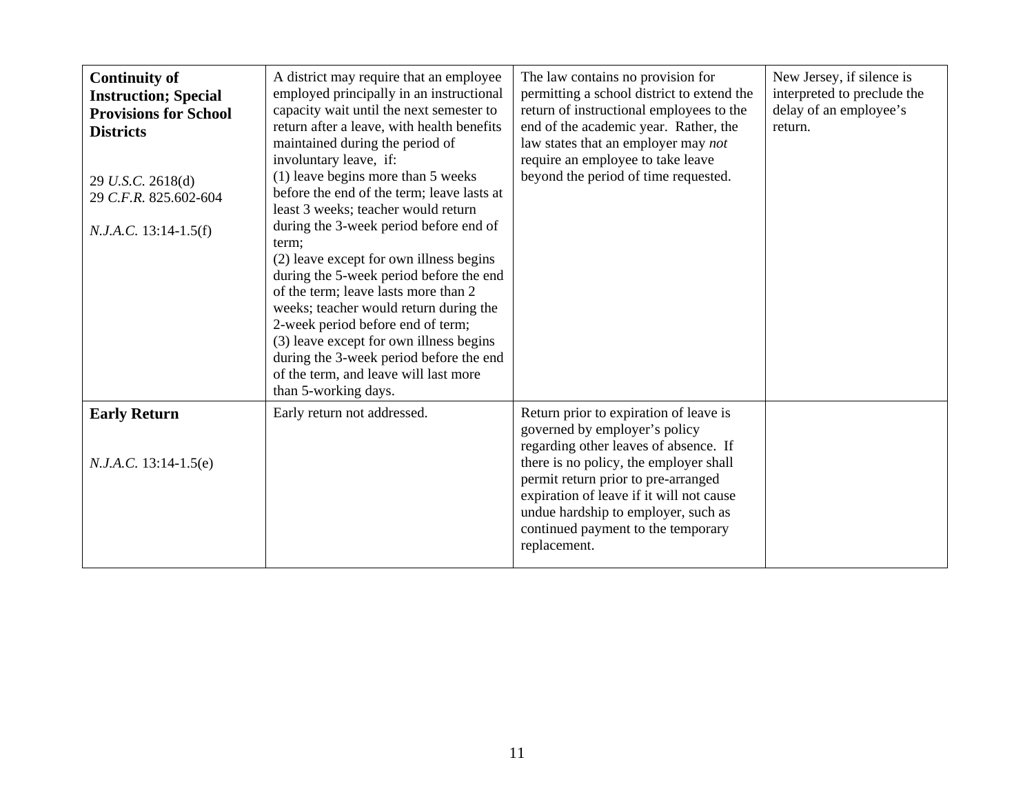| | | | |
|---|---|---|---|
| **Continuity of Instruction; Special Provisions for School Districts**<br><br>29 *U.S.C.* 2618(d)<br>29 *C.F.R.* 825.602-604<br><br>*N.J.A.C.* 13:14-1.5(f) | A district may require that an employee employed principally in an instructional capacity wait until the next semester to return after a leave, with health benefits maintained during the period of involuntary leave, if:<br>(1) leave begins more than 5 weeks before the end of the term; leave lasts at least 3 weeks; teacher would return during the 3-week period before end of term;<br>(2) leave except for own illness begins during the 5-week period before the end of the term; leave lasts more than 2 weeks; teacher would return during the 2-week period before end of term;<br>(3) leave except for own illness begins during the 3-week period before the end of the term, and leave will last more than 5-working days. | The law contains no provision for permitting a school district to extend the return of instructional employees to the end of the academic year. Rather, the law states that an employer may *not* require an employee to take leave beyond the period of time requested. | New Jersey, if silence is interpreted to preclude the delay of an employee's return. |
| **Early Return**<br><br>*N.J.A.C.* 13:14-1.5(e) | Early return not addressed. | Return prior to expiration of leave is governed by employer's policy regarding other leaves of absence. If there is no policy, the employer shall permit return prior to pre-arranged expiration of leave if it will not cause undue hardship to employer, such as continued payment to the temporary replacement. | |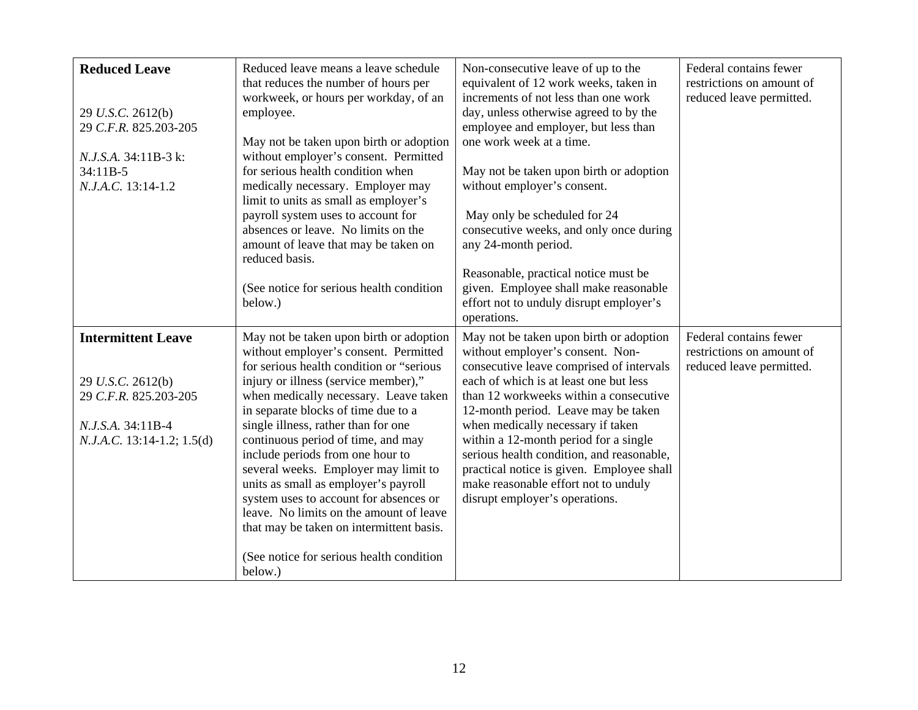| **Reduced Leave**<br><br>29 *U.S.C.* 2612(b)<br>29 *C.F.R.* 825.203-205<br><br>*N.J.S.A.* 34:11B-3 k: 34:11B-5<br>*N.J.A.C.* 13:14-1.2 | Reduced leave means a leave schedule that reduces the number of hours per workweek, or hours per workday, of an employee.<br><br>May not be taken upon birth or adoption without employer's consent. Permitted for serious health condition when medically necessary. Employer may limit to units as small as employer's payroll system uses to account for absences or leave. No limits on the amount of leave that may be taken on reduced basis.<br><br>(See notice for serious health condition below.) | Non-consecutive leave of up to the equivalent of 12 work weeks, taken in increments of not less than one work day, unless otherwise agreed to by the employee and employer, but less than one work week at a time.<br><br>May not be taken upon birth or adoption without employer's consent.<br><br>May only be scheduled for 24 consecutive weeks, and only once during any 24-month period.<br><br>Reasonable, practical notice must be given. Employee shall make reasonable effort not to unduly disrupt employer's operations. | Federal contains fewer restrictions on amount of reduced leave permitted. |
|---|---|---|---|
| **Intermittent Leave**<br><br>29 *U.S.C.* 2612(b)<br>29 *C.F.R.* 825.203-205<br><br>*N.J.S.A.* 34:11B-4<br>*N.J.A.C.* 13:14-1.2; 1.5(d) | May not be taken upon birth or adoption without employer's consent. Permitted for serious health condition or "serious injury or illness (service member)," when medically necessary. Leave taken in separate blocks of time due to a single illness, rather than for one continuous period of time, and may include periods from one hour to several weeks. Employer may limit to units as small as employer's payroll system uses to account for absences or leave. No limits on the amount of leave that may be taken on intermittent basis.<br><br>(See notice for serious health condition below.) | May not be taken upon birth or adoption without employer's consent. Non-consecutive leave comprised of intervals each of which is at least one but less than 12 workweeks within a consecutive 12-month period. Leave may be taken when medically necessary if taken within a 12-month period for a single serious health condition, and reasonable, practical notice is given. Employee shall make reasonable effort not to unduly disrupt employer's operations. | Federal contains fewer restrictions on amount of reduced leave permitted. |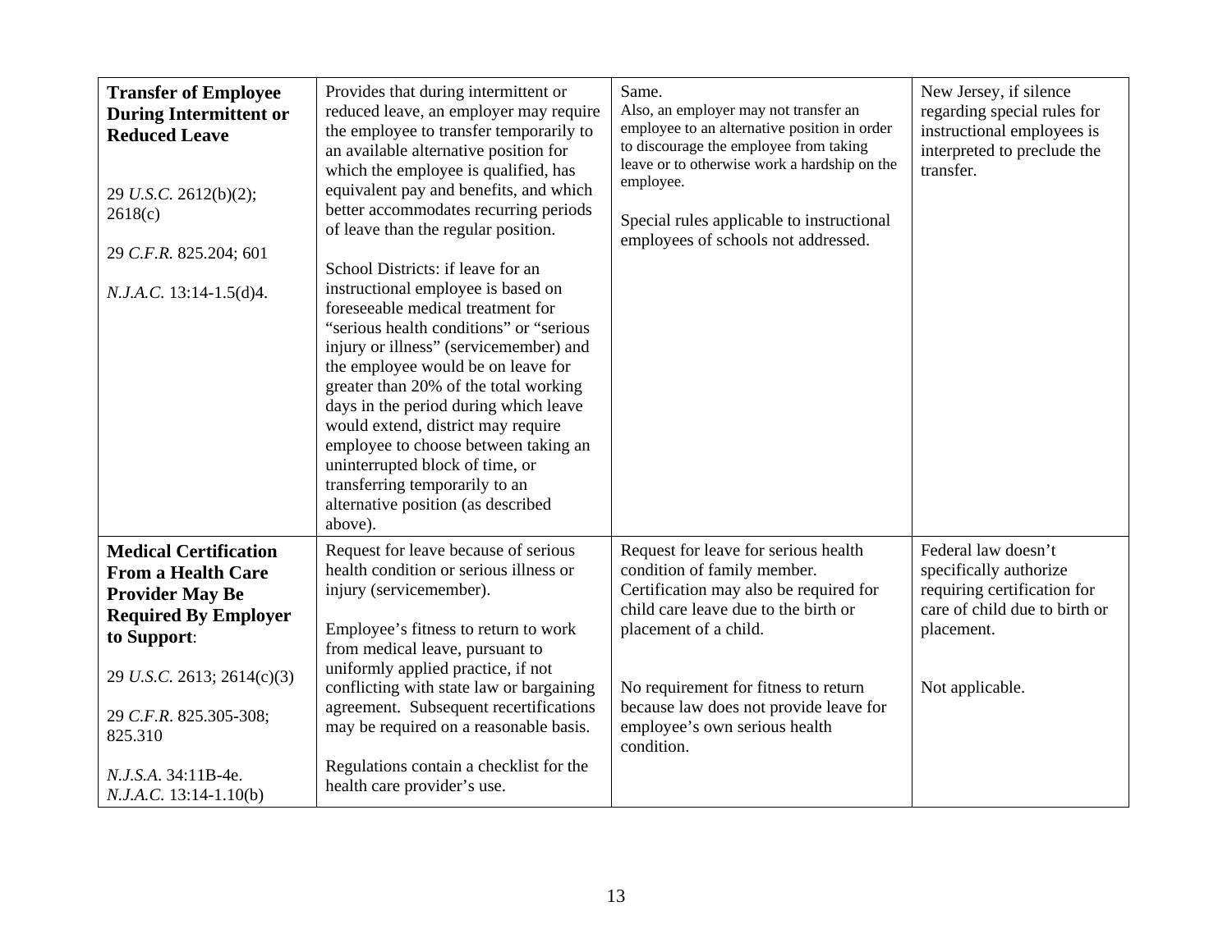| **Transfer of Employee During Intermittent or Reduced Leave**<br><br>29 *U.S.C.* 2612(b)(2); 2618(c)<br><br>29 *C.F.R.* 825.204; 601<br><br>*N.J.A.C.* 13:14-1.5(d)4. | Provides that during intermittent or reduced leave, an employer may require the employee to transfer temporarily to an available alternative position for which the employee is qualified, has equivalent pay and benefits, and which better accommodates recurring periods of leave than the regular position.<br><br>School Districts: if leave for an instructional employee is based on foreseeable medical treatment for "serious health conditions" or "serious injury or illness" (servicemember) and the employee would be on leave for greater than 20% of the total working days in the period during which leave would extend, district may require employee to choose between taking an uninterrupted block of time, or transferring temporarily to an alternative position (as described above). | Same.<br>Also, an employer may not transfer an employee to an alternative position in order to discourage the employee from taking leave or to otherwise work a hardship on the employee.<br><br>Special rules applicable to instructional employees of schools not addressed. | New Jersey, if silence regarding special rules for instructional employees is interpreted to preclude the transfer. |
|---|---|---|---|
| **Medical Certification From a Health Care Provider May Be Required By Employer to Support**:<br><br>29 *U.S.C.* 2613; 2614(c)(3)<br><br>29 *C.F.R*. 825.305-308; 825.310<br><br>*N.J.S.A.* 34:11B-4e.<br>*N.J.A.C.* 13:14-1.10(b) | Request for leave because of serious health condition or serious illness or injury (servicemember).<br><br>Employee's fitness to return to work from medical leave, pursuant to uniformly applied practice, if not conflicting with state law or bargaining agreement. Subsequent recertifications may be required on a reasonable basis.<br><br>Regulations contain a checklist for the health care provider's use. | Request for leave for serious health condition of family member. Certification may also be required for child care leave due to the birth or placement of a child.<br><br>No requirement for fitness to return because law does not provide leave for employee's own serious health condition. | Federal law doesn't specifically authorize requiring certification for care of child due to birth or placement.<br><br>Not applicable. |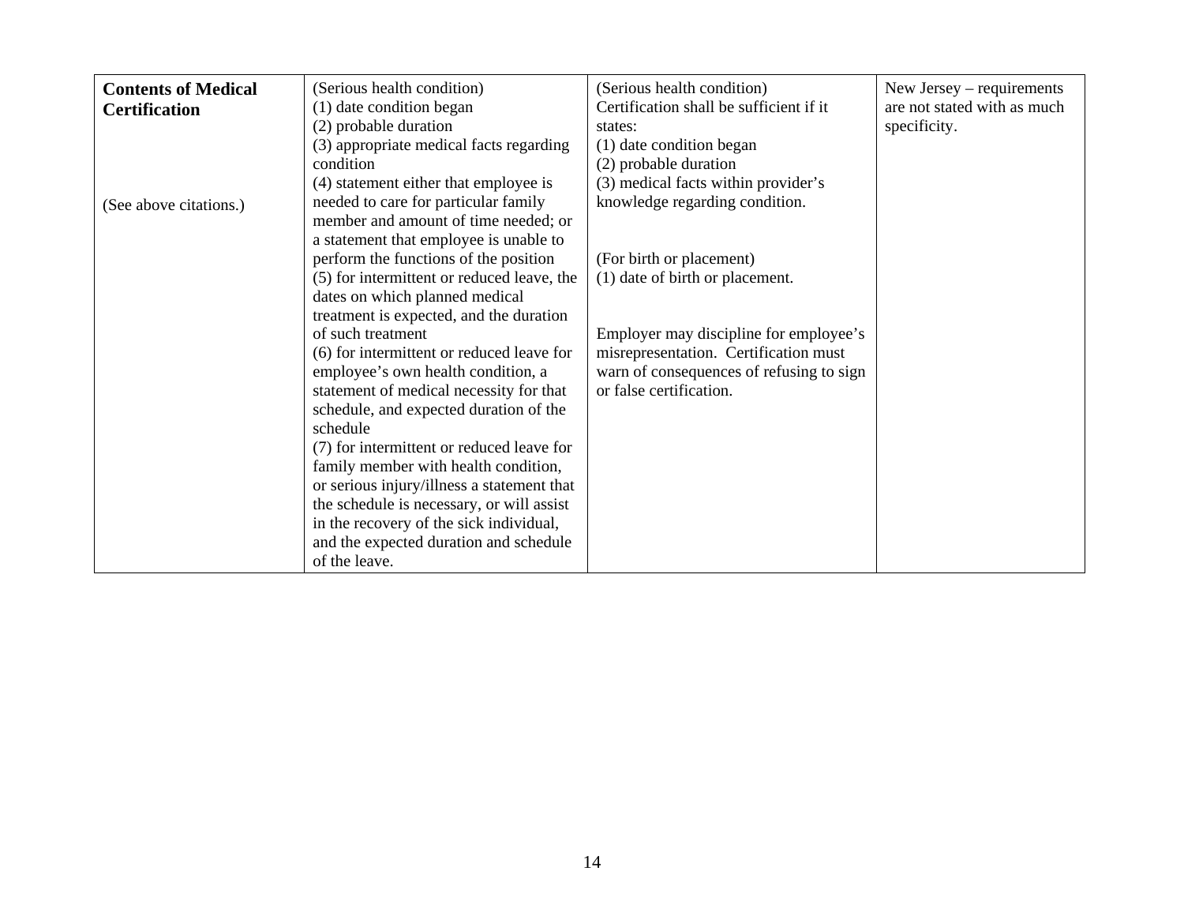| **Contents of Medical Certification**<br><br>(See above citations.) | (Serious health condition)<br>(1) date condition began<br>(2) probable duration<br>(3) appropriate medical facts regarding condition<br>(4) statement either that employee is needed to care for particular family member and amount of time needed; or a statement that employee is unable to perform the functions of the position<br>(5) for intermittent or reduced leave, the dates on which planned medical treatment is expected, and the duration of such treatment<br>(6) for intermittent or reduced leave for employee's own health condition, a statement of medical necessity for that schedule, and expected duration of the schedule<br>(7) for intermittent or reduced leave for family member with health condition, or serious injury/illness a statement that the schedule is necessary, or will assist in the recovery of the sick individual, and the expected duration and schedule of the leave. | (Serious health condition)<br>Certification shall be sufficient if it states:<br>(1) date condition began<br>(2) probable duration<br>(3) medical facts within provider's knowledge regarding condition.<br><br>(For birth or placement)<br>(1) date of birth or placement.<br><br>Employer may discipline for employee's misrepresentation. Certification must warn of consequences of refusing to sign or false certification. | New Jersey – requirements are not stated with as much specificity. |
|---|---|---|---|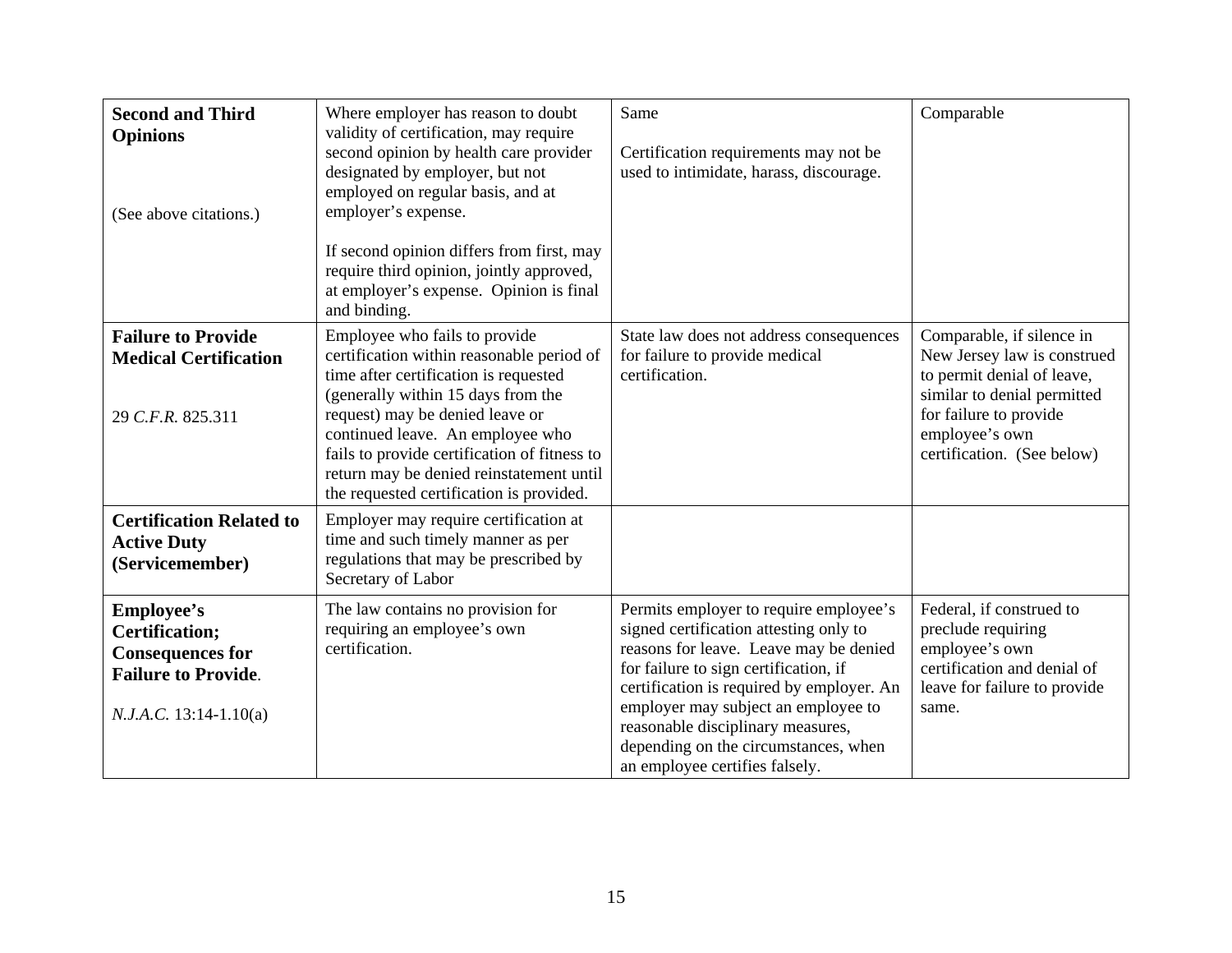| | | | |
|---|---|---|---|
| **Second and Third Opinions**<br><br>(See above citations.) | Where employer has reason to doubt validity of certification, may require second opinion by health care provider designated by employer, but not employed on regular basis, and at employer's expense.<br><br>If second opinion differs from first, may require third opinion, jointly approved, at employer's expense. Opinion is final and binding. | Same<br><br>Certification requirements may not be used to intimidate, harass, discourage. | Comparable |
| **Failure to Provide Medical Certification**<br><br>29 *C.F.R.* 825.311 | Employee who fails to provide certification within reasonable period of time after certification is requested (generally within 15 days from the request) may be denied leave or continued leave. An employee who fails to provide certification of fitness to return may be denied reinstatement until the requested certification is provided. | State law does not address consequences for failure to provide medical certification. | Comparable, if silence in New Jersey law is construed to permit denial of leave, similar to denial permitted for failure to provide employee's own certification. (See below) |
| **Certification Related to Active Duty (Servicemember)** | Employer may require certification at time and such timely manner as per regulations that may be prescribed by Secretary of Labor | | |
| **Employee's Certification; Consequences for Failure to Provide**.<br><br>*N.J.A.C.* 13:14-1.10(a) | The law contains no provision for requiring an employee's own certification. | Permits employer to require employee's signed certification attesting only to reasons for leave. Leave may be denied for failure to sign certification, if certification is required by employer. An employer may subject an employee to reasonable disciplinary measures, depending on the circumstances, when an employee certifies falsely. | Federal, if construed to preclude requiring employee's own certification and denial of leave for failure to provide same. |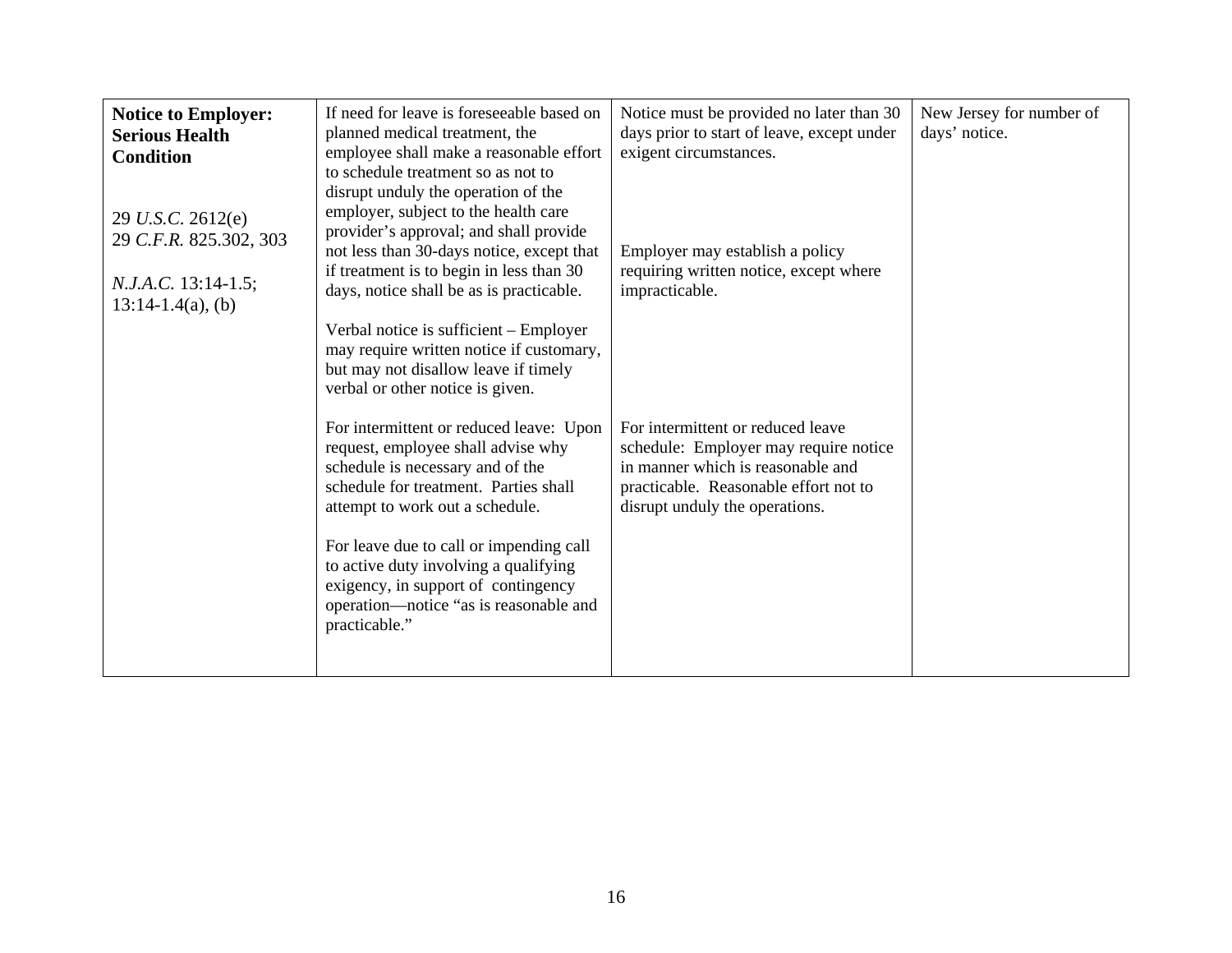| **Notice to Employer: Serious Health Condition**<br><br>29 *U.S.C.* 2612(e)<br>29 *C.F.R.* 825.302, 303<br><br>*N.J.A.C.* 13:14-1.5; 13:14-1.4(a), (b) | If need for leave is foreseeable based on planned medical treatment, the employee shall make a reasonable effort to schedule treatment so as not to disrupt unduly the operation of the employer, subject to the health care provider's approval; and shall provide not less than 30-days notice, except that if treatment is to begin in less than 30 days, notice shall be as is practicable.<br><br>Verbal notice is sufficient – Employer may require written notice if customary, but may not disallow leave if timely verbal or other notice is given.<br><br>For intermittent or reduced leave: Upon request, employee shall advise why schedule is necessary and of the schedule for treatment. Parties shall attempt to work out a schedule.<br><br>For leave due to call or impending call to active duty involving a qualifying exigency, in support of contingency operation—notice "as is reasonable and practicable." | Notice must be provided no later than 30 days prior to start of leave, except under exigent circumstances.<br><br>Employer may establish a policy requiring written notice, except where impracticable.<br><br>For intermittent or reduced leave schedule: Employer may require notice in manner which is reasonable and practicable. Reasonable effort not to disrupt unduly the operations. | New Jersey for number of days' notice. |
|---|---|---|---|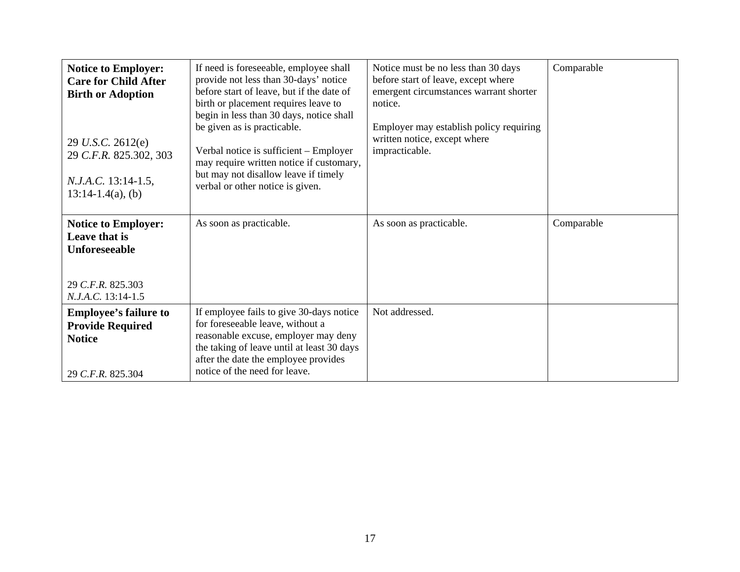| **Notice to Employer: Care for Child After Birth or Adoption**<br><br>29 *U.S.C.* 2612(e)<br>29 *C.F.R.* 825.302, 303<br><br>*N.J.A.C.* 13:14-1.5, 13:14-1.4(a), (b) | If need is foreseeable, employee shall provide not less than 30-days' notice before start of leave, but if the date of birth or placement requires leave to begin in less than 30 days, notice shall be given as is practicable.<br><br>Verbal notice is sufficient – Employer may require written notice if customary, but may not disallow leave if timely verbal or other notice is given. | Notice must be no less than 30 days before start of leave, except where emergent circumstances warrant shorter notice.<br><br>Employer may establish policy requiring written notice, except where impracticable. | Comparable |
|---|---|---|---|
| **Notice to Employer: Leave that is Unforeseeable**<br><br>29 *C.F.R.* 825.303<br>*N.J.A.C.* 13:14-1.5 | As soon as practicable. | As soon as practicable. | Comparable |
| **Employee's failure to Provide Required Notice**<br><br>29 *C.F.R.* 825.304 | If employee fails to give 30-days notice for foreseeable leave, without a reasonable excuse, employer may deny the taking of leave until at least 30 days after the date the employee provides notice of the need for leave. | Not addressed. | |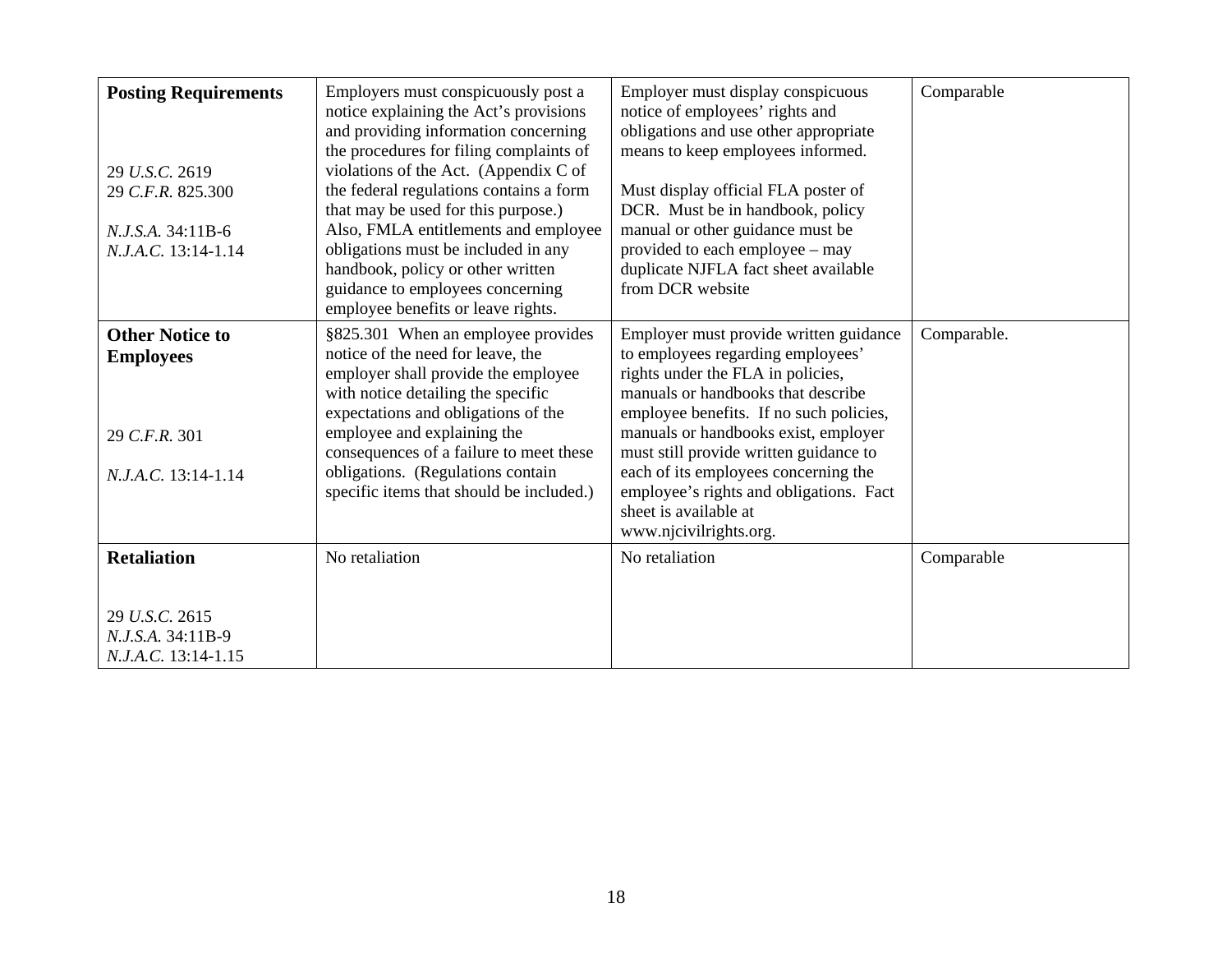| | | | |
|---|---|---|---|
| **Posting Requirements**<br><br>29 *U.S.C.* 2619<br>29 *C.F.R.* 825.300<br><br>*N.J.S.A.* 34:11B-6<br>*N.J.A.C.* 13:14-1.14 | Employers must conspicuously post a notice explaining the Act's provisions and providing information concerning the procedures for filing complaints of violations of the Act. (Appendix C of the federal regulations contains a form that may be used for this purpose.) Also, FMLA entitlements and employee obligations must be included in any handbook, policy or other written guidance to employees concerning employee benefits or leave rights. | Employer must display conspicuous notice of employees' rights and obligations and use other appropriate means to keep employees informed.<br><br>Must display official FLA poster of DCR. Must be in handbook, policy manual or other guidance must be provided to each employee – may duplicate NJFLA fact sheet available from DCR website | Comparable |
| **Other Notice to Employees**<br><br>29 *C.F.R.* 301<br><br>*N.J.A.C.* 13:14-1.14 | §825.301 When an employee provides notice of the need for leave, the employer shall provide the employee with notice detailing the specific expectations and obligations of the employee and explaining the consequences of a failure to meet these obligations. (Regulations contain specific items that should be included.) | Employer must provide written guidance to employees regarding employees' rights under the FLA in policies, manuals or handbooks that describe employee benefits. If no such policies, manuals or handbooks exist, employer must still provide written guidance to each of its employees concerning the employee's rights and obligations. Fact sheet is available at www.njcivilrights.org. | Comparable. |
| **Retaliation**<br><br>29 *U.S.C.* 2615<br>*N.J.S.A.* 34:11B-9<br>*N.J.A.C.* 13:14-1.15 | No retaliation | No retaliation | Comparable |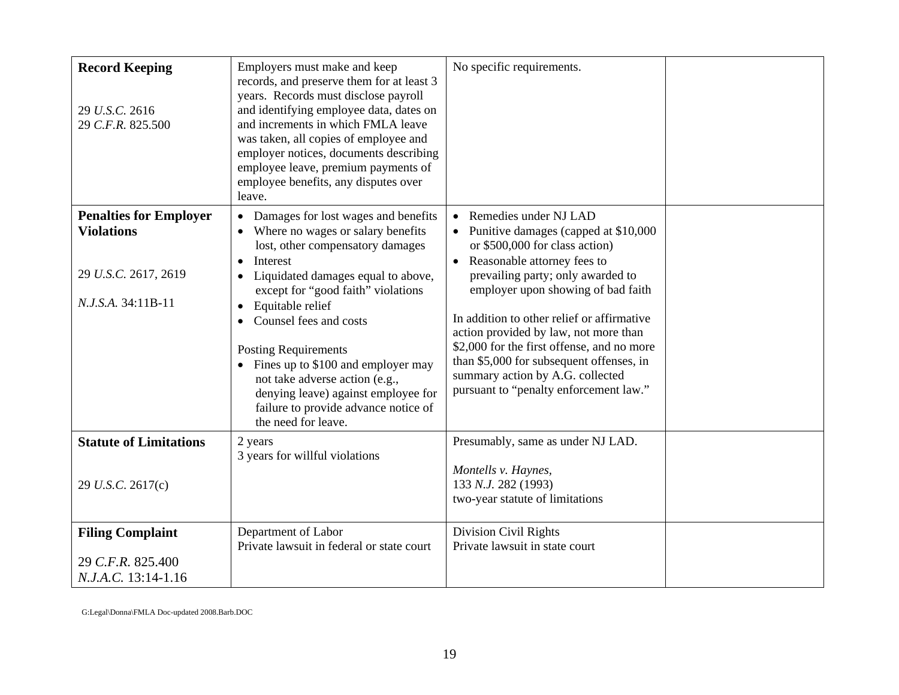| | | | |
|---|---|---|---|
| **Record Keeping**<br><br>29 *U.S.C.* 2616<br>29 *C.F.R.* 825.500 | Employers must make and keep records, and preserve them for at least 3 years. Records must disclose payroll and identifying employee data, dates on and increments in which FMLA leave was taken, all copies of employee and employer notices, documents describing employee leave, premium payments of employee benefits, any disputes over leave. | No specific requirements. | |
| **Penalties for Employer Violations**<br><br>29 *U.S.C.* 2617, 2619<br><br>*N.J.S.A.* 34:11B-11 | • Damages for lost wages and benefits<br>• Where no wages or salary benefits lost, other compensatory damages<br>• Interest<br>• Liquidated damages equal to above, except for "good faith" violations<br>• Equitable relief<br>• Counsel fees and costs<br><br>Posting Requirements<br>• Fines up to $100 and employer may not take adverse action (e.g., denying leave) against employee for failure to provide advance notice of the need for leave. | • Remedies under NJ LAD<br>• Punitive damages (capped at $10,000 or $500,000 for class action)<br>• Reasonable attorney fees to prevailing party; only awarded to employer upon showing of bad faith<br><br>In addition to other relief or affirmative action provided by law, not more than $2,000 for the first offense, and no more than $5,000 for subsequent offenses, in summary action by A.G. collected pursuant to "penalty enforcement law." | |
| **Statute of Limitations**<br><br>29 *U.S.C.* 2617(c) | 2 years<br>3 years for willful violations | Presumably, same as under NJ LAD.<br><br>*Montells v. Haynes*,<br>133 *N.J.* 282 (1993)<br>two-year statute of limitations | |
| **Filing Complaint**<br><br>29 *C.F.R.* 825.400<br>*N.J.A.C.* 13:14-1.16 | Department of Labor<br>Private lawsuit in federal or state court | Division Civil Rights<br>Private lawsuit in state court | |

G:Legal\Donna\FMLA Doc-updated 2008.Barb.DOC